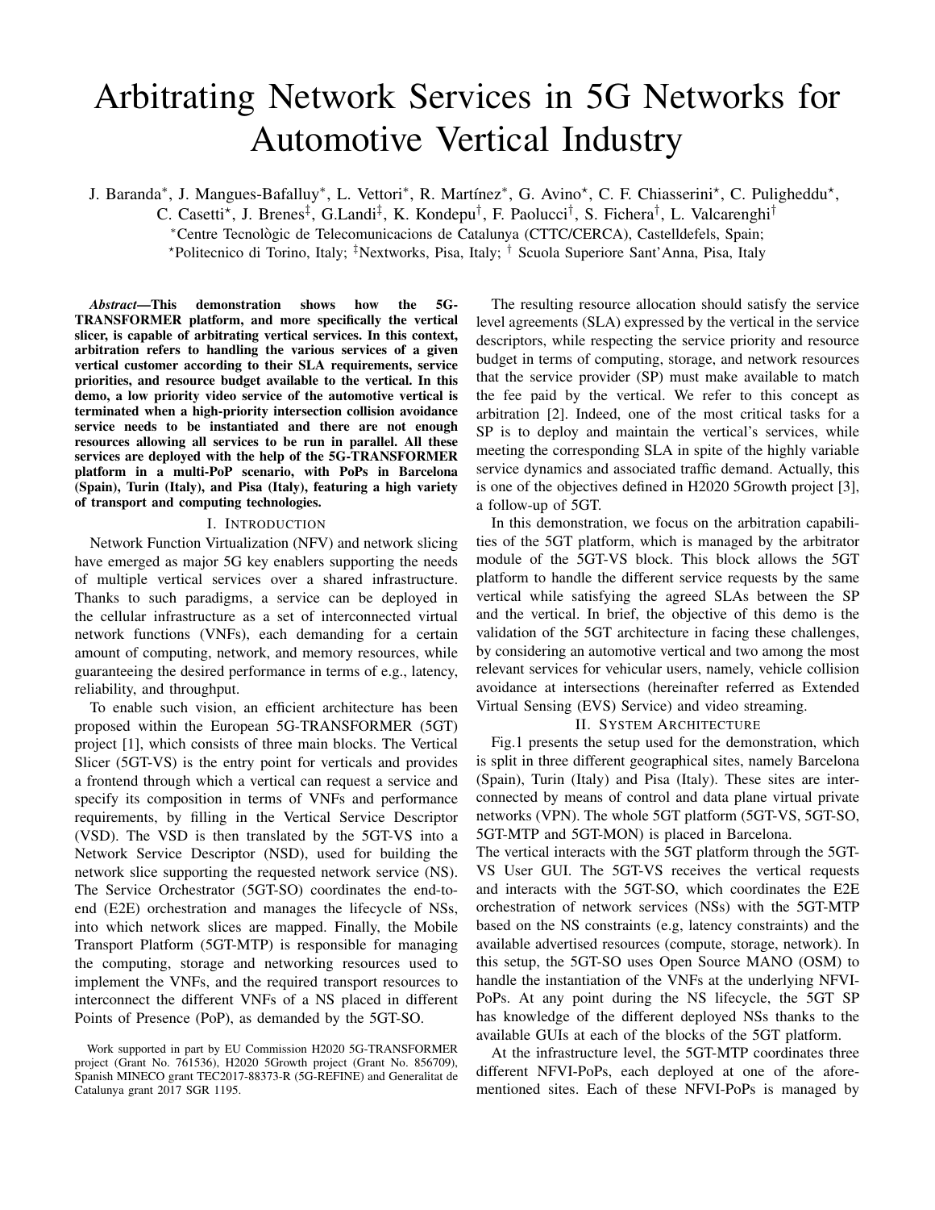# Arbitrating Network Services in 5G Networks for Automotive Vertical Industry

J. Baranda[*], J. Mangues-Bafalluy[*], L. Vettori[*], R. Martínez[*], G. Avino[⋆], C. F. Chiasserini[⋆], C. Puligheddu[⋆], C. Casetti[⋆], J. Brenes[‡], G.Landi[‡], K. Kondepu[†], F. Paolucci[†], S. Fichera[†], L. Valcarenghi[†]

[*]Centre Tecnològic de Telecomunicacions de Catalunya (CTTC/CERCA), Castelldefels, Spain;
[⋆]Politecnico di Torino, Italy; [‡]Nextworks, Pisa, Italy; [†] Scuola Superiore Sant'Anna, Pisa, Italy

***Abstract*—This demonstration shows how the 5G-TRANSFORMER platform, and more specifically the vertical slicer, is capable of arbitrating vertical services. In this context, arbitration refers to handling the various services of a given vertical customer according to their SLA requirements, service priorities, and resource budget available to the vertical. In this demo, a low priority video service of the automotive vertical is terminated when a high-priority intersection collision avoidance service needs to be instantiated and there are not enough resources allowing all services to be run in parallel. All these services are deployed with the help of the 5G-TRANSFORMER platform in a multi-PoP scenario, with PoPs in Barcelona (Spain), Turin (Italy), and Pisa (Italy), featuring a high variety of transport and computing technologies.**

## I. Introduction

Network Function Virtualization (NFV) and network slicing have emerged as major 5G key enablers supporting the needs of multiple vertical services over a shared infrastructure. Thanks to such paradigms, a service can be deployed in the cellular infrastructure as a set of interconnected virtual network functions (VNFs), each demanding for a certain amount of computing, network, and memory resources, while guaranteeing the desired performance in terms of e.g., latency, reliability, and throughput.

To enable such vision, an efficient architecture has been proposed within the European 5G-TRANSFORMER (5GT) project [1], which consists of three main blocks. The Vertical Slicer (5GT-VS) is the entry point for verticals and provides a frontend through which a vertical can request a service and specify its composition in terms of VNFs and performance requirements, by filling in the Vertical Service Descriptor (VSD). The VSD is then translated by the 5GT-VS into a Network Service Descriptor (NSD), used for building the network slice supporting the requested network service (NS). The Service Orchestrator (5GT-SO) coordinates the end-to-end (E2E) orchestration and manages the lifecycle of NSs, into which network slices are mapped. Finally, the Mobile Transport Platform (5GT-MTP) is responsible for managing the computing, storage and networking resources used to implement the VNFs, and the required transport resources to interconnect the different VNFs of a NS placed in different Points of Presence (PoP), as demanded by the 5GT-SO.

The resulting resource allocation should satisfy the service level agreements (SLA) expressed by the vertical in the service descriptors, while respecting the service priority and resource budget in terms of computing, storage, and network resources that the service provider (SP) must make available to match the fee paid by the vertical. We refer to this concept as arbitration [2]. Indeed, one of the most critical tasks for a SP is to deploy and maintain the vertical's services, while meeting the corresponding SLA in spite of the highly variable service dynamics and associated traffic demand. Actually, this is one of the objectives defined in H2020 5Growth project [3], a follow-up of 5GT.

In this demonstration, we focus on the arbitration capabilities of the 5GT platform, which is managed by the arbitrator module of the 5GT-VS block. This block allows the 5GT platform to handle the different service requests by the same vertical while satisfying the agreed SLAs between the SP and the vertical. In brief, the objective of this demo is the validation of the 5GT architecture in facing these challenges, by considering an automotive vertical and two among the most relevant services for vehicular users, namely, vehicle collision avoidance at intersections (hereinafter referred as Extended Virtual Sensing (EVS) Service) and video streaming.

## II. System Architecture

Fig.1 presents the setup used for the demonstration, which is split in three different geographical sites, namely Barcelona (Spain), Turin (Italy) and Pisa (Italy). These sites are interconnected by means of control and data plane virtual private networks (VPN). The whole 5GT platform (5GT-VS, 5GT-SO, 5GT-MTP and 5GT-MON) is placed in Barcelona.

The vertical interacts with the 5GT platform through the 5GT-VS User GUI. The 5GT-VS receives the vertical requests and interacts with the 5GT-SO, which coordinates the E2E orchestration of network services (NSs) with the 5GT-MTP based on the NS constraints (e.g, latency constraints) and the available advertised resources (compute, storage, network). In this setup, the 5GT-SO uses Open Source MANO (OSM) to handle the instantiation of the VNFs at the underlying NFVI-PoPs. At any point during the NS lifecycle, the 5GT SP has knowledge of the different deployed NSs thanks to the available GUIs at each of the blocks of the 5GT platform.

At the infrastructure level, the 5GT-MTP coordinates three different NFVI-PoPs, each deployed at one of the aforementioned sites. Each of these NFVI-PoPs is managed by

Work supported in part by EU Commission H2020 5G-TRANSFORMER project (Grant No. 761536), H2020 5Growth project (Grant No. 856709), Spanish MINECO grant TEC2017-88373-R (5G-REFINE) and Generalitat de Catalunya grant 2017 SGR 1195.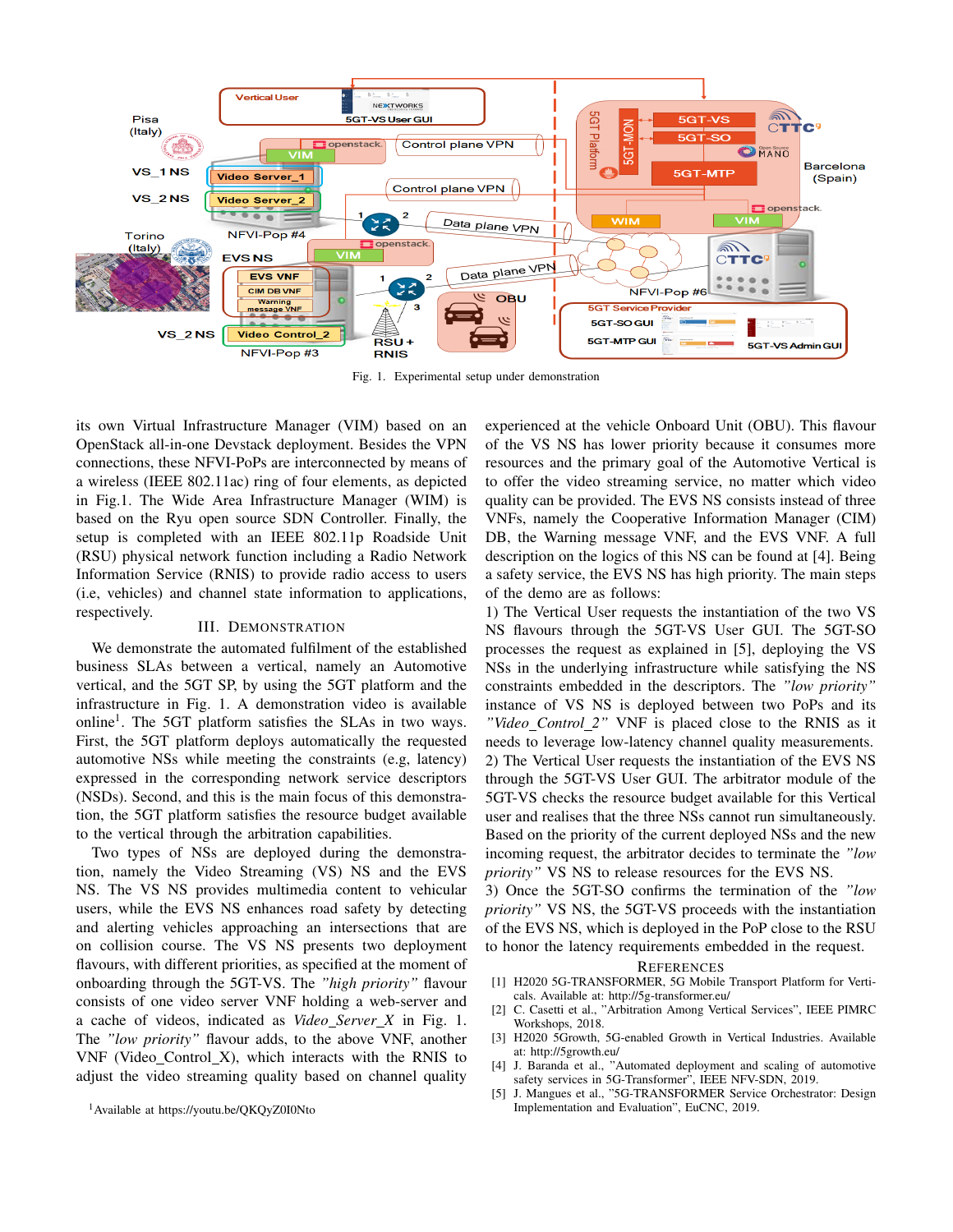Fig. 1. Experimental setup under demonstration

its own Virtual Infrastructure Manager (VIM) based on an OpenStack all-in-one Devstack deployment. Besides the VPN connections, these NFVI-PoPs are interconnected by means of a wireless (IEEE 802.11ac) ring of four elements, as depicted in Fig.1. The Wide Area Infrastructure Manager (WIM) is based on the Ryu open source SDN Controller. Finally, the setup is completed with an IEEE 802.11p Roadside Unit (RSU) physical network function including a Radio Network Information Service (RNIS) to provide radio access to users (i.e, vehicles) and channel state information to applications, respectively.

## III. Demonstration

We demonstrate the automated fulfilment of the established business SLAs between a vertical, namely an Automotive vertical, and the 5GT SP, by using the 5GT platform and the infrastructure in Fig. 1. A demonstration video is available online[1]. The 5GT platform satisfies the SLAs in two ways. First, the 5GT platform deploys automatically the requested automotive NSs while meeting the constraints (e.g, latency) expressed in the corresponding network service descriptors (NSDs). Second, and this is the main focus of this demonstration, the 5GT platform satisfies the resource budget available to the vertical through the arbitration capabilities.

Two types of NSs are deployed during the demonstration, namely the Video Streaming (VS) NS and the EVS NS. The VS NS provides multimedia content to vehicular users, while the EVS NS enhances road safety by detecting and alerting vehicles approaching an intersections that are on collision course. The VS NS presents two deployment flavours, with different priorities, as specified at the moment of onboarding through the 5GT-VS. The *"high priority"* flavour consists of one video server VNF holding a web-server and a cache of videos, indicated as *Video_Server_X* in Fig. 1. The *"low priority"* flavour adds, to the above VNF, another VNF (Video_Control_X), which interacts with the RNIS to adjust the video streaming quality based on channel quality experienced at the vehicle Onboard Unit (OBU). This flavour of the VS NS has lower priority because it consumes more resources and the primary goal of the Automotive Vertical is to offer the video streaming service, no matter which video quality can be provided. The EVS NS consists instead of three VNFs, namely the Cooperative Information Manager (CIM) DB, the Warning message VNF, and the EVS VNF. A full description on the logics of this NS can be found at [4]. Being a safety service, the EVS NS has high priority. The main steps of the demo are as follows:

1) The Vertical User requests the instantiation of the two VS NS flavours through the 5GT-VS User GUI. The 5GT-SO processes the request as explained in [5], deploying the VS NSs in the underlying infrastructure while satisfying the NS constraints embedded in the descriptors. The *"low priority"* instance of VS NS is deployed between two PoPs and its *"Video_Control_2"* VNF is placed close to the RNIS as it needs to leverage low-latency channel quality measurements.
2) The Vertical User requests the instantiation of the EVS NS through the 5GT-VS User GUI. The arbitrator module of the 5GT-VS checks the resource budget available for this Vertical user and realises that the three NSs cannot run simultaneously. Based on the priority of the current deployed NSs and the new incoming request, the arbitrator decides to terminate the *"low priority"* VS NS to release resources for the EVS NS.
3) Once the 5GT-SO confirms the termination of the *"low priority"* VS NS, the 5GT-VS proceeds with the instantiation of the EVS NS, which is deployed in the PoP close to the RSU to honor the latency requirements embedded in the request.

[1] Available at https://youtu.be/QKQyZ0I0Nto

## References

[1] H2020 5G-TRANSFORMER, 5G Mobile Transport Platform for Verticals. Available at: http://5g-transformer.eu/

[2] C. Casetti et al., "Arbitration Among Vertical Services", IEEE PIMRC Workshops, 2018.

[3] H2020 5Growth, 5G-enabled Growth in Vertical Industries. Available at: http://5growth.eu/

[4] J. Baranda et al., "Automated deployment and scaling of automotive safety services in 5G-Transformer", IEEE NFV-SDN, 2019.

[5] J. Mangues et al., "5G-TRANSFORMER Service Orchestrator: Design Implementation and Evaluation", EuCNC, 2019.